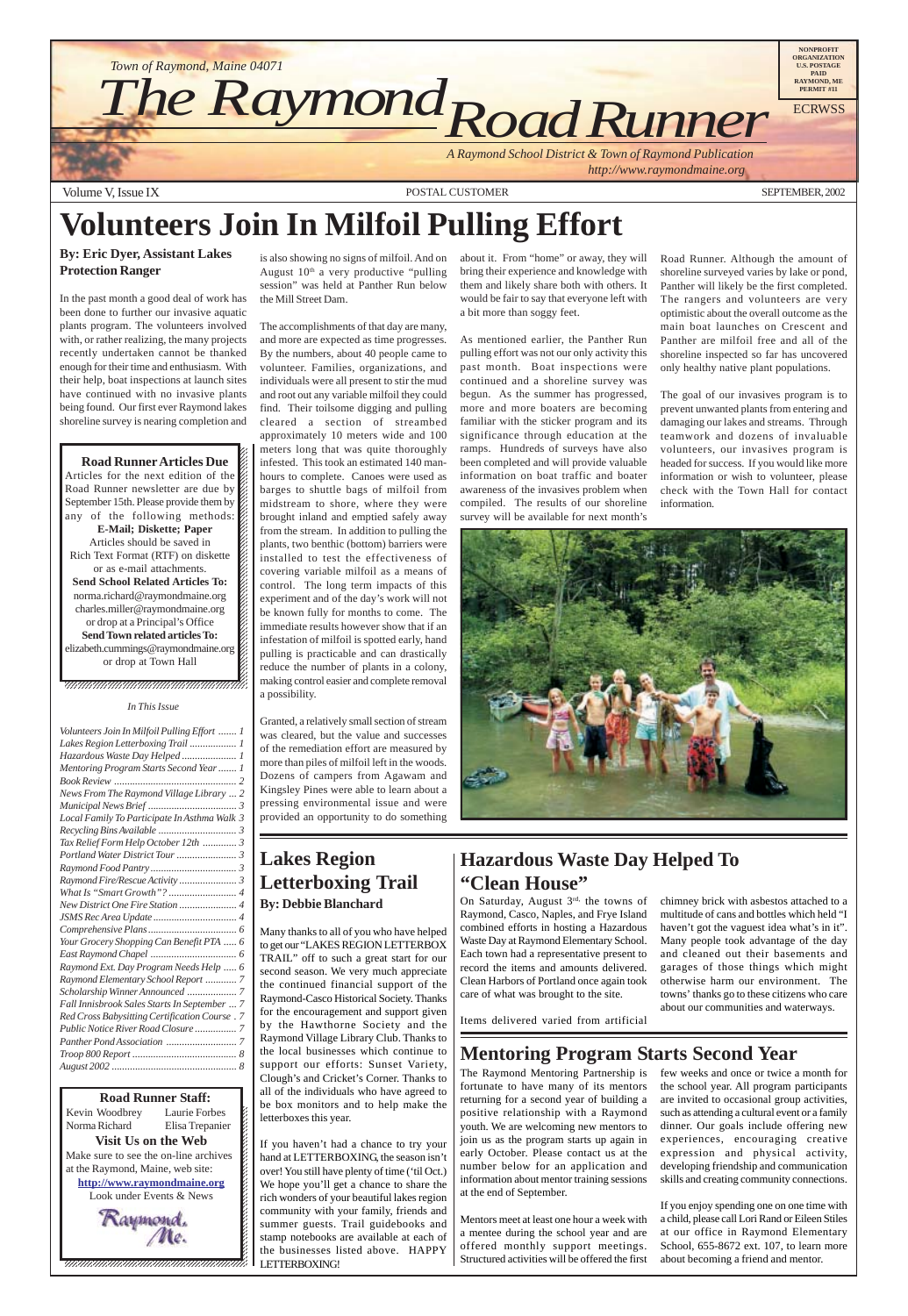Town of Raymond, Maine 04071

# The Raymond Road Runner

*A Raymond School District & Town of Raymond Publication*
*http://www.raymondmaine.org*

NONPROFIT ORGANIZATION U.S. POSTAGE PAID RAYMOND, ME PERMIT #11

ECRWSS

Volume V, Issue IX — POSTAL CUSTOMER — SEPTEMBER, 2002

# Volunteers Join In Milfoil Pulling Effort

**By: Eric Dyer, Assistant Lakes Protection Ranger**

In the past month a good deal of work has been done to further our invasive aquatic plants program. The volunteers involved with, or rather realizing, the many projects recently undertaken cannot be thanked enough for their time and enthusiasm. With their help, boat inspections at launch sites have continued with no invasive plants being found. Our first ever Raymond lakes shoreline survey is nearing completion and is also showing no signs of milfoil. And on August 10th a very productive "pulling session" was held at Panther Run below the Mill Street Dam.

The accomplishments of that day are many, and more are expected as time progresses. By the numbers, about 40 people came to volunteer. Families, organizations, and individuals were all present to stir the mud and root out any variable milfoil they could find. Their toilsome digging and pulling cleared a section of streambed approximately 10 meters wide and 100 meters long that was quite thoroughly infested. This took an estimated 140 man-hours to complete. Canoes were used as barges to shuttle bags of milfoil from midstream to shore, where they were brought inland and emptied safely away from the stream. In addition to pulling the plants, two benthic (bottom) barriers were installed to test the effectiveness of covering variable milfoil as a means of control. The long term impacts of this experiment and of the day's work will not be known fully for months to come. The immediate results however show that if an infestation of milfoil is spotted early, hand pulling is practicable and can drastically reduce the number of plants in a colony, making control easier and complete removal a possibility.

Granted, a relatively small section of stream was cleared, but the value and successes of the remediation effort are measured by more than piles of milfoil left in the woods. Dozens of campers from Agawam and Kingsley Pines were able to learn about a pressing environmental issue and were provided an opportunity to do something about it. From "home" or away, they will bring their experience and knowledge with them and likely share both with others. It would be fair to say that everyone left with a bit more than soggy feet.

As mentioned earlier, the Panther Run pulling effort was not our only activity this past month. Boat inspections were continued and a shoreline survey was begun. As the summer has progressed, more and more boaters are becoming familiar with the sticker program and its significance through education at the ramps. Hundreds of surveys have also been completed and will provide valuable information on boat traffic and boater awareness of the invasives problem when compiled. The results of our shoreline survey will be available for next month's Road Runner. Although the amount of shoreline surveyed varies by lake or pond, Panther will likely be the first completed. The rangers and volunteers are very optimistic about the overall outcome as the main boat launches on Crescent and Panther are milfoil free and all of the shoreline inspected so far has uncovered only healthy native plant populations.

The goal of our invasives program is to prevent unwanted plants from entering and damaging our lakes and streams. Through teamwork and dozens of invaluable volunteers, our invasives program is headed for success. If you would like more information or wish to volunteer, please check with the Town Hall for contact information.

### Road Runner Articles Due

Articles for the next edition of the Road Runner newsletter are due by September 15th. Please provide them by any of the following methods:

**E-Mail; Diskette; Paper**

Articles should be saved in Rich Text Format (RTF) on diskette or as e-mail attachments.

**Send School Related Articles To:**
norma.richard@raymondmaine.org
charles.miller@raymondmaine.org
or drop at a Principal's Office

**Send Town related articles To:**
elizabeth.cummings@raymondmaine.org
or drop at Town Hall

*In This Issue*

- *Volunteers Join In Milfoil Pulling Effort* ....... 1
- *Lakes Region Letterboxing Trail* .................. 1
- *Hazardous Waste Day Helped* ..................... 1
- *Mentoring Program Starts Second Year* ....... 1
- *Book Review* ............................................... 2
- *News From The Raymond Village Library* ... 2
- *Municipal News Brief* .................................. 3
- *Local Family To Participate In Asthma Walk* 3
- *Recycling Bins Available* .............................. 3
- *Tax Relief Form Help October 12th* ............. 3
- *Portland Water District Tour* ....................... 3
- *Raymond Food Pantry* ................................. 3
- *Raymond Fire/Rescue Activity* ...................... 3
- *What Is "Smart Growth"?* ............................ 4
- *New District One Fire Station* ...................... 4
- *JSMS Rec Area Update* ................................ 4
- *Comprehensive Plans* .................................. 6
- *Your Grocery Shopping Can Benefit PTA* ..... 6
- *East Raymond Chapel* ................................. 6
- *Raymond Ext. Day Program Needs Help* ..... 6
- *Raymond Elementary School Report* ............ 7
- *Scholarship Winner Announced* ................... 7
- *Fall Innisbrook Sales Starts In September* ... 7
- *Red Cross Babysitting Certification Course* . 7
- *Public Notice River Road Closure* ................ 7
- *Panther Pond Association* ........................... 7
- *Troop 800 Report* ........................................ 8
- *August 2002* ................................................ 8

### Road Runner Staff:

Kevin Woodbrey, Laurie Forbes, Norma Richard, Elisa Trepanier

**Visit Us on the Web**

Make sure to see the on-line archives at the Raymond, Maine, web site:
**http://www.raymondmaine.org**
Look under Events & News

## Lakes Region Letterboxing Trail

**By: Debbie Blanchard**

Many thanks to all of you who have helped to get our "LAKES REGION LETTERBOX TRAIL" off to such a great start for our second season. We very much appreciate the continued financial support of the Raymond-Casco Historical Society. Thanks for the encouragement and support given by the Hawthorne Society and the Raymond Village Library Club. Thanks to the local businesses which continue to support our efforts: Sunset Variety, Clough's and Cricket's Corner. Thanks to all of the individuals who have agreed to be box monitors and to help make the letterboxes this year.

If you haven't had a chance to try your hand at LETTERBOXING, the season isn't over! You still have plenty of time ('til Oct.) We hope you'll get a chance to share the rich wonders of your beautiful lakes region community with your family, friends and summer guests. Trail guidebooks and stamp notebooks are available at each of the businesses listed above. HAPPY LETTERBOXING!

## Hazardous Waste Day Helped To "Clean House"

On Saturday, August 3rd, the towns of Raymond, Casco, Naples, and Frye Island combined efforts in hosting a Hazardous Waste Day at Raymond Elementary School. Each town had a representative present to record the items and amounts delivered. Clean Harbors of Portland once again took care of what was brought to the site.

Items delivered varied from artificial chimney brick with asbestos attached to a multitude of cans and bottles which held "I haven't got the vaguest idea what's in it". Many people took advantage of the day and cleaned out their basements and garages of those things which might otherwise harm our environment. The towns' thanks go to these citizens who care about our communities and waterways.

## Mentoring Program Starts Second Year

The Raymond Mentoring Partnership is fortunate to have many of its mentors returning for a second year of building a positive relationship with a Raymond youth. We are welcoming new mentors to join us as the program starts up again in early October. Please contact us at the number below for an application and information about mentor training sessions at the end of September.

Mentors meet at least one hour a week with a mentee during the school year and are offered monthly support meetings. Structured activities will be offered the first few weeks and once or twice a month for the school year. All program participants are invited to occasional group activities, such as attending a cultural event or a family dinner. Our goals include offering new experiences, encouraging creative expression and physical activity, developing friendship and communication skills and creating community connections.

If you enjoy spending one on one time with a child, please call Lori Rand or Eileen Stiles at our office in Raymond Elementary School, 655-8672 ext. 107, to learn more about becoming a friend and mentor.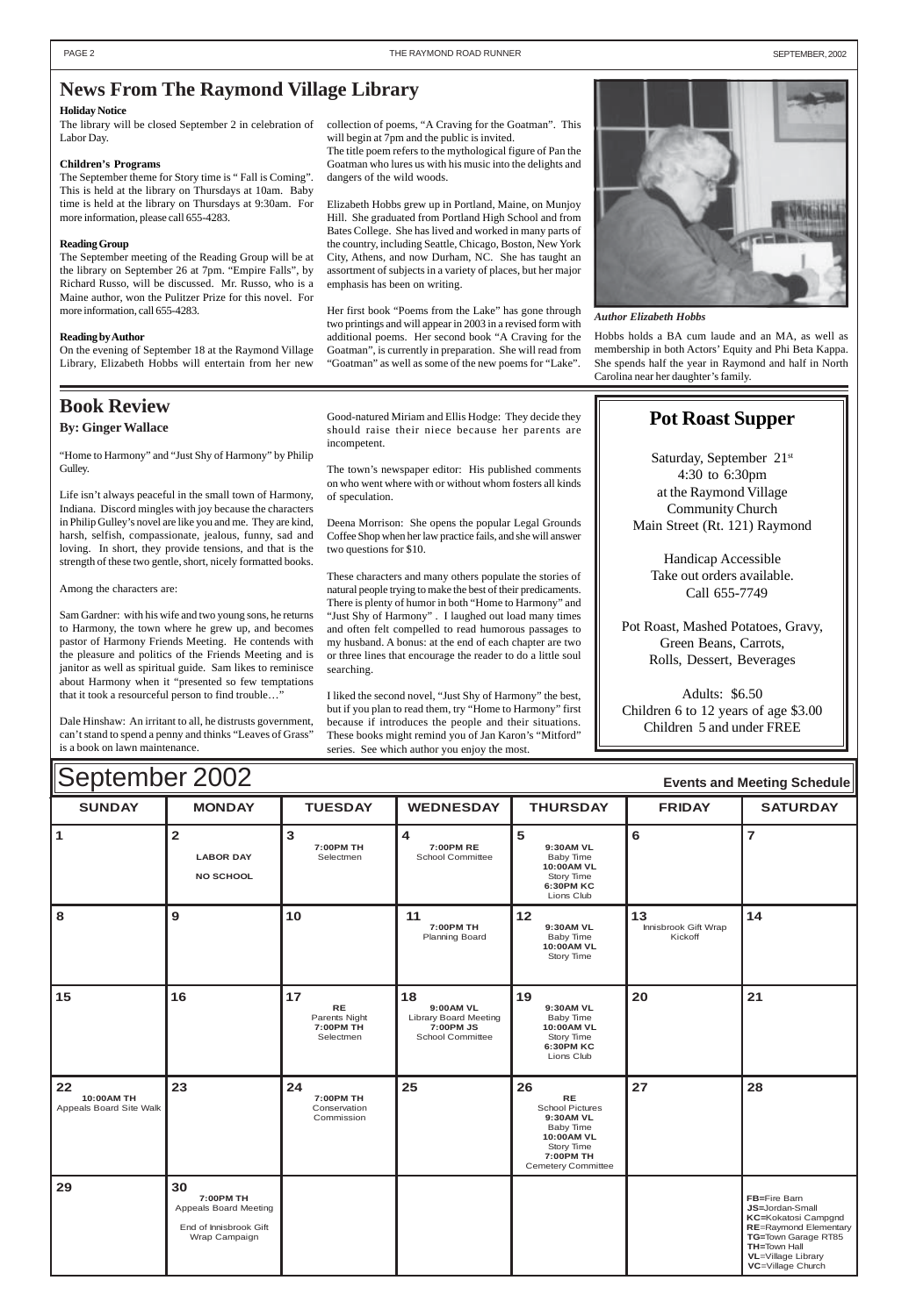## News From The Raymond Village Library

**Holiday Notice**

The library will be closed September 2 in celebration of Labor Day.

**Children's Programs**

The September theme for Story time is " Fall is Coming". This is held at the library on Thursdays at 10am. Baby time is held at the library on Thursdays at 9:30am. For more information, please call 655-4283.

**Reading Group**

The September meeting of the Reading Group will be at the library on September 26 at 7pm. "Empire Falls", by Richard Russo, will be discussed. Mr. Russo, who is a Maine author, won the Pulitzer Prize for this novel. For more information, call 655-4283.

**Reading by Author**

On the evening of September 18 at the Raymond Village Library, Elizabeth Hobbs will entertain from her new collection of poems, "A Craving for the Goatman". This will begin at 7pm and the public is invited.

The title poem refers to the mythological figure of Pan the Goatman who lures us with his music into the delights and dangers of the wild woods.

Elizabeth Hobbs grew up in Portland, Maine, on Munjoy Hill. She graduated from Portland High School and from Bates College. She has lived and worked in many parts of the country, including Seattle, Chicago, Boston, New York City, Athens, and now Durham, NC. She has taught an assortment of subjects in a variety of places, but her major emphasis has been on writing.

Her first book "Poems from the Lake" has gone through two printings and will appear in 2003 in a revised form with additional poems. Her second book "A Craving for the Goatman", is currently in preparation. She will read from "Goatman" as well as some of the new poems for "Lake".

*Author Elizabeth Hobbs*

Hobbs holds a BA cum laude and an MA, as well as membership in both Actors' Equity and Phi Beta Kappa. She spends half the year in Raymond and half in North Carolina near her daughter's family.

## Book Review

**By: Ginger Wallace**

"Home to Harmony" and "Just Shy of Harmony" by Philip Gulley.

Life isn't always peaceful in the small town of Harmony, Indiana. Discord mingles with joy because the characters in Philip Gulley's novel are like you and me. They are kind, harsh, selfish, compassionate, jealous, funny, sad and loving. In short, they provide tensions, and that is the strength of these two gentle, short, nicely formatted books.

Among the characters are:

Sam Gardner: with his wife and two young sons, he returns to Harmony, the town where he grew up, and becomes pastor of Harmony Friends Meeting. He contends with the pleasure and politics of the Friends Meeting and is janitor as well as spiritual guide. Sam likes to reminisce about Harmony when it "presented so few temptations that it took a resourceful person to find trouble…"

Dale Hinshaw: An irritant to all, he distrusts government, can't stand to spend a penny and thinks "Leaves of Grass" is a book on lawn maintenance.

Good-natured Miriam and Ellis Hodge: They decide they should raise their niece because her parents are incompetent.

The town's newspaper editor: His published comments on who went where with or without whom fosters all kinds of speculation.

Deena Morrison: She opens the popular Legal Grounds Coffee Shop when her law practice fails, and she will answer two questions for $10.

These characters and many others populate the stories of natural people trying to make the best of their predicaments. There is plenty of humor in both "Home to Harmony" and "Just Shy of Harmony" . I laughed out load many times and often felt compelled to read humorous passages to my husband. A bonus: at the end of each chapter are two or three lines that encourage the reader to do a little soul searching.

I liked the second novel, "Just Shy of Harmony" the best, but if you plan to read them, try "Home to Harmony" first because if introduces the people and their situations. These books might remind you of Jan Karon's "Mitford" series. See which author you enjoy the most.

## Pot Roast Supper

Saturday, September 21st
4:30 to 6:30pm
at the Raymond Village Community Church
Main Street (Rt. 121) Raymond

Handicap Accessible
Take out orders available.
Call 655-7749

Pot Roast, Mashed Potatoes, Gravy, Green Beans, Carrots, Rolls, Dessert, Beverages

Adults: $6.50
Children 6 to 12 years of age $3.00
Children 5 and under FREE

## September 2002 — Events and Meeting Schedule

| SUNDAY | MONDAY | TUESDAY | WEDNESDAY | THURSDAY | FRIDAY | SATURDAY |
|---|---|---|---|---|---|---|
| 1 | 2 LABOR DAY NO SCHOOL | 3 **7:00PM TH** Selectmen | 4 **7:00PM RE** School Committee | 5 **9:30AM VL** Baby Time **10:00AM VL** Story Time **6:30PM KC** Lions Club | 6 | 7 |
| 8 | 9 | 10 | 11 **7:00PM TH** Planning Board | 12 **9:30AM VL** Baby Time **10:00AM VL** Story Time | 13 Innisbrook Gift Wrap Kickoff | 14 |
| 15 | 16 | 17 **RE** Parents Night **7:00PM TH** Selectmen | 18 **9:00AM VL** Library Board Meeting **7:00PM JS** School Committee | 19 **9:30AM VL** Baby Time **10:00AM VL** Story Time **6:30PM KC** Lions Club | 20 | 21 |
| 22 **10:00AM TH** Appeals Board Site Walk | 23 | 24 **7:00PM TH** Conservation Commission | 25 | 26 **RE** School Pictures **9:30AM VL** Baby Time **10:00AM VL** Story Time **7:00PM TH** Cemetery Committee | 27 | 28 |
| 29 | 30 **7:00PM TH** Appeals Board Meeting End of Innisbrook Gift Wrap Campaign | | | | | FB=Fire Barn JS=Jordan-Small KC=Kokatosi Campgnd RE=Raymond Elementary TG=Town Garage RT85 TH=Town Hall VL=Village Library VC=Village Church |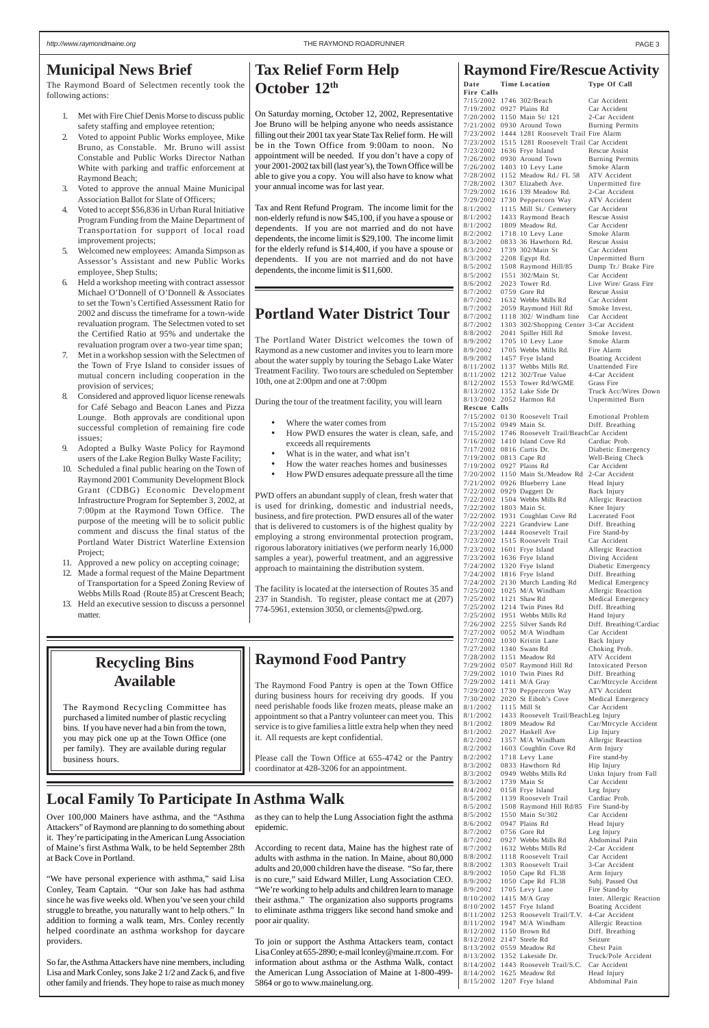## Municipal News Brief

The Raymond Board of Selectmen recently took the following actions:

1. Met with Fire Chief Denis Morse to discuss public safety staffing and employee retention;
2. Voted to appoint Public Works employee, Mike Bruno, as Constable. Mr. Bruno will assist Constable and Public Works Director Nathan White with parking and traffic enforcement at Raymond Beach;
3. Voted to approve the annual Maine Municipal Association Ballot for Slate of Officers;
4. Voted to accept $56,836 in Urban Rural Initiative Program Funding from the Maine Department of Transportation for support of local road improvement projects;
5. Welcomed new employees: Amanda Simpson as Assessor's Assistant and new Public Works employee, Shep Stults;
6. Held a workshop meeting with contract assessor Michael O'Donnell of O'Donnell & Associates to set the Town's Certified Assessment Ratio for 2002 and discuss the timeframe for a town-wide revaluation program. The Selectmen voted to set the Certified Ratio at 95% and undertake the revaluation program over a two-year time span;
7. Met in a workshop session with the Selectmen of the Town of Frye Island to consider issues of mutual concern including cooperation in the provision of services;
8. Considered and approved liquor license renewals for Café Sebago and Beacon Lanes and Pizza Lounge. Both approvals are conditional upon successful completion of remaining fire code issues;
9. Adopted a Bulky Waste Policy for Raymond users of the Lake Region Bulky Waste Facility;
10. Scheduled a final public hearing on the Town of Raymond 2001 Community Development Block Grant (CDBG) Economic Development Infrastructure Program for September 3, 2002, at 7:00pm at the Raymond Town Office. The purpose of the meeting will be to solicit public comment and discuss the final status of the Portland Water District Waterline Extension Project;
11. Approved a new policy on accepting coinage;
12. Made a formal request of the Maine Department of Transportation for a Speed Zoning Review of Webbs Mills Road (Route 85) at Crescent Beach;
13. Held an executive session to discuss a personnel matter.

## Tax Relief Form Help October 12th

On Saturday morning, October 12, 2002, Representative Joe Bruno will be helping anyone who needs assistance filling out their 2001 tax year State Tax Relief form. He will be in the Town Office from 9:00am to noon. No appointment will be needed. If you don't have a copy of your 2001-2002 tax bill (last year's), the Town Office will be able to give you a copy. You will also have to know what your annual income was for last year.

Tax and Rent Refund Program. The income limit for the non-elderly refund is now $45,100, if you have a spouse or dependents. If you are not married and do not have dependents, the income limit is $29,100. The income limit for the elderly refund is $14,400, if you have a spouse or dependents. If you are not married and do not have dependents, the income limit is $11,600.

## Portland Water District Tour

The Portland Water District welcomes the town of Raymond as a new customer and invites you to learn more about the water supply by touring the Sebago Lake Water Treatment Facility. Two tours are scheduled on September 10th, one at 2:00pm and one at 7:00pm

During the tour of the treatment facility, you will learn

- Where the water comes from
- How PWD ensures the water is clean, safe, and exceeds all requirements
- What is in the water, and what isn't
- How the water reaches homes and businesses
- How PWD ensures adequate pressure all the time

PWD offers an abundant supply of clean, fresh water that is used for drinking, domestic and industrial needs, business, and fire protection. PWD ensures all of the water that is delivered to customers is of the highest quality by employing a strong environmental protection program, rigorous laboratory initiatives (we perform nearly 16,000 samples a year), powerful treatment, and an aggressive approach to maintaining the distribution system.

The facility is located at the intersection of Routes 35 and 237 in Standish. To register, please contact me at (207) 774-5961, extension 3050, or clements@pwd.org.

## Recycling Bins Available

The Raymond Recycling Committee has purchased a limited number of plastic recycling bins. If you have never had a bin from the town, you may pick one up at the Town Office (one per family). They are available during regular business hours.

## Raymond Food Pantry

The Raymond Food Pantry is open at the Town Office during business hours for receiving dry goods. If you need perishable foods like frozen meats, please make an appointment so that a Pantry volunteer can meet you. This service is to give families a little extra help when they need it. All requests are kept confidential.

Please call the Town Office at 655-4742 or the Pantry coordinator at 428-3206 for an appointment.

## Local Family To Participate In Asthma Walk

Over 100,000 Mainers have asthma, and the "Asthma Attackers" of Raymond are planning to do something about it. They're participating in the American Lung Association of Maine's first Asthma Walk, to be held September 28th at Back Cove in Portland.

"We have personal experience with asthma," said Lisa Conley, Team Captain. "Our son Jake has had asthma since he was five weeks old. When you've seen your child struggle to breathe, you naturally want to help others." In addition to forming a walk team, Mrs. Conley recently helped coordinate an asthma workshop for daycare providers.

So far, the Asthma Attackers have nine members, including Lisa and Mark Conley, sons Jake 2 1/2 and Zack 6, and five other family and friends. They hope to raise as much money as they can to help the Lung Association fight the asthma epidemic.

According to recent data, Maine has the highest rate of adults with asthma in the nation. In Maine, about 80,000 adults and 20,000 children have the disease. "So far, there is no cure," said Edward Miller, Lung Association CEO. "We're working to help adults and children learn to manage their asthma." The organization also supports programs to eliminate asthma triggers like second hand smoke and poor air quality.

To join or support the Asthma Attackers team, contact Lisa Conley at 655-2890; e-mail lconley@maine.rr.com. For information about asthma or the Asthma Walk, contact the American Lung Association of Maine at 1-800-499-5864 or go to www.mainelung.org.

## Raymond Fire/Rescue Activity

| Date | Time | Location | Type Of Call |
|---|---|---|---|
| **Fire Calls** | | | |
| 7/15/2002 | 1746 | 302/Beach | Car Accident |
| 7/19/2002 | 0927 | Plains Rd | Car Accident |
| 7/20/2002 | 1150 | Main St/ 121 | 2-Car Accident |
| 7/21/2002 | 0930 | Around Town | Burning Permits |
| 7/23/2002 | 1444 | 1281 Roosevelt Trail | Fire Alarm |
| 7/23/2002 | 1515 | 1281 Roosevelt Trail | Car Accident |
| 7/23/2002 | 1636 | Frye Island | Rescue Assist |
| 7/26/2002 | 0930 | Around Town | Burning Permits |
| 7/26/2002 | 1403 | 10 Levy Lane | Smoke Alarm |
| 7/28/2002 | 1152 | Meadow Rd./ FL 58 | ATV Accident |
| 7/28/2002 | 1307 | Elizabeth Ave. | Unpermitted fire |
| 7/29/2002 | 1616 | 139 Meadow Rd. | 2-Car Accident |
| 7/29/2002 | 1730 | Peppercorn Way | ATV Accident |
| 8/1/2002 | 1115 | Mill St./ Cemetery | Car Accident |
| 8/1/2002 | 1433 | Raymond Beach | Rescue Assist |
| 8/1/2002 | 1809 | Meadow Rd. | Car Accident |
| 8/2/2002 | 1718 | 10 Levy Lane | Smoke Alarm |
| 8/3/2002 | 0833 | 36 Hawthorn Rd. | Rescue Assist |
| 8/3/2002 | 1739 | 302/Main St | Car Accident |
| 8/3/2002 | 2208 | Egypt Rd. | Unpermitted Burn |
| 8/5/2002 | 1508 | Raymond Hill/85 | Dump Tr./ Brake Fire |
| 8/5/2002 | 1551 | 302/Main St. | Car Accident |
| 8/6/2002 | 2023 | Tower Rd. | Live Wire/ Grass Fire |
| 8/7/2002 | 0759 | Gore Rd | Rescue Assist |
| 8/7/2002 | 1632 | Webbs Mills Rd | Car Accident |
| 8/7/2002 | 2059 | Raymond Hill Rd | Smoke Invest. |
| 8/7/2002 | 1118 | 302/ Windham line | Car Accident |
| 8/7/2002 | 1303 | 302/Shopping Center | 3-Car Accident |
| 8/8/2002 | 2041 | Spiller Hill Rd | Smoke Invest. |
| 8/9/2002 | 1705 | 10 Levy Lane | Smoke Alarm |
| 8/9/2002 | 1705 | Webbs Mills Rd. | Fire Alarm |
| 8/9/2002 | 1457 | Frye Island | Boating Accident |
| 8/11/2002 | 1137 | Webbs Mills Rd. | Unattended Fire |
| 8/11/2002 | 1212 | 302/True Value | 4-Car Accident |
| 8/12/2002 | 1553 | Tower Rd/WGME | Grass Fire |
| 8/13/2002 | 1352 | Lake Side Dr | Truck Acc/Wires Down |
| 8/13/2002 | 2052 | Harmon Rd | Unpermitted Burn |
| **Rescue Calls** | | | |
| 7/15/2002 | 0130 | Roosevelt Trail | Emotional Problem |
| 7/15/2002 | 0949 | Main St. | Diff. Breathing |
| 7/15/2002 | 1746 | Roosevelt Trail/Beach | Car Accident |
| 7/16/2002 | 1410 | Island Cove Rd | Cardiac Prob. |
| 7/17/2002 | 0816 | Curtis Dr. | Diabetic Emergency |
| 7/19/2002 | 0813 | Cape Rd | Well-Being Check |
| 7/19/2002 | 0927 | Plains Rd | Car Accident |
| 7/20/2002 | 1150 | Main St./Meadow Rd | 2-Car Accident |
| 7/21/2002 | 0926 | Blueberry Lane | Head Injury |
| 7/22/2002 | 0929 | Daggett Dr | Back Injury |
| 7/22/2002 | 1504 | Webbs Mills Rd | Allergic Reaction |
| 7/22/2002 | 1803 | Main St. | Knee Injury |
| 7/22/2002 | 1931 | Coughlan Cove Rd | Lacerated Foot |
| 7/22/2002 | 2221 | Grandview Lane | Diff. Breathing |
| 7/23/2002 | 1444 | Roosevelt Trail | Fire Stand-by |
| 7/23/2002 | 1515 | Roosevelt Trail | Car Accident |
| 7/23/2002 | 1601 | Frye Island | Allergic Reaction |
| 7/23/2002 | 1636 | Frye Island | Diving Accident |
| 7/24/2002 | 1320 | Frye Island | Diabetic Emergency |
| 7/24/2002 | 1816 | Frye Island | Diff. Breathing |
| 7/24/2002 | 2130 | Murch Landing Rd | Medical Emergency |
| 7/25/2002 | 1025 | M/A Windham | Allergic Reaction |
| 7/25/2002 | 1121 | Shaw Rd | Medical Emergency |
| 7/25/2002 | 1214 | Twin Pines Rd | Diff. Breathing |
| 7/25/2002 | 1951 | Webbs Mills Rd | Hand Injury |
| 7/26/2002 | 2255 | Silver Sands Rd | Diff. Breathing/Cardiac |
| 7/27/2002 | 0052 | M/A Windham | Car Accident |
| 7/27/2002 | 1030 | Kristin Lane | Back Injury |
| 7/27/2002 | 1340 | Swans Rd | Choking Prob. |
| 7/28/2002 | 1151 | Meadow Rd | ATV Accident |
| 7/29/2002 | 0507 | Raymond Hill Rd | Intoxicated Person |
| 7/29/2002 | 1010 | Twin Pines Rd | Diff. Breathing |
| 7/29/2002 | 1411 | M/A Gray | Car/Mtrcycle Accident |
| 7/29/2002 | 1730 | Peppercorn Way | ATV Accident |
| 7/30/2002 | 2020 | St Eiboh's Cove | Medical Emergency |
| 8/1/2002 | 1115 | Mill St | Car Accident |
| 8/1/2002 | 1433 | Roosevelt Trail/Beach | Leg Injury |
| 8/1/2002 | 1809 | Meadow Rd | Car/Mtrcycle Accident |
| 8/1/2002 | 2027 | Haskell Ave | Lip Injury |
| 8/2/2002 | 1357 | M/A Windham | Allergic Reaction |
| 8/2/2002 | 1603 | Coughlin Cove Rd | Arm Injury |
| 8/2/2002 | 1718 | Levy Lane | Fire stand-by |
| 8/3/2002 | 0833 | Hawthorn Rd | Hip Injury |
| 8/3/2002 | 0949 | Webbs Mills Rd | Unkn Injury from Fall |
| 8/3/2002 | 1739 | Main St | Car Accident |
| 8/4/2002 | 0158 | Frye Island | Leg Injury |
| 8/5/2002 | 1139 | Roosevelt Trail | Cardiac Prob. |
| 8/5/2002 | 1508 | Raymond Hill Rd/85 | Fire Stand-by |
| 8/5/2002 | 1550 | Main St/302 | Car Accident |
| 8/6/2002 | 0947 | Plains Rd | Head Injury |
| 8/7/2002 | 0756 | Gore Rd | Leg Injury |
| 8/7/2002 | 0927 | Webbs Mills Rd | Abdominal Pain |
| 8/7/2002 | 1632 | Webbs Mills Rd | 2-Car Accident |
| 8/8/2002 | 1118 | Roosevelt Trail | Car Accident |
| 8/8/2002 | 1303 | Roosevelt Trail | 3-Car Accident |
| 8/9/2002 | 1050 | Cape Rd FL38 | Arm Injury |
| 8/9/2002 | 1050 | Cape Rd FL38 | Subj. Passed Out |
| 8/9/2002 | 1705 | Levy Lane | Fire Stand-by |
| 8/10/2002 | 1415 | M/A Gray | Inter. Allergic Reaction |
| 8/10/2002 | 1457 | Frye Island | Boating Accident |
| 8/11/2002 | 1253 | Roosevelt Trail/T.V. | 4-Car Accident |
| 8/11/2002 | 1947 | M/A Windham | Allergic Reaction |
| 8/12/2002 | 1150 | Brown Rd | Diff. Breathing |
| 8/12/2002 | 2147 | Steele Rd | Seizure |
| 8/13/2002 | 0559 | Meadow Rd | Chest Pain |
| 8/13/2002 | 1352 | Lakeside Dr. | Truck/Pole Accident |
| 8/14/2002 | 1443 | Roosevelt Trail/S.C. | Car Accident |
| 8/14/2002 | 1625 | Meadow Rd | Head Injury |
| 8/15/2002 | 1207 | Frye Island | Abdominal Pain |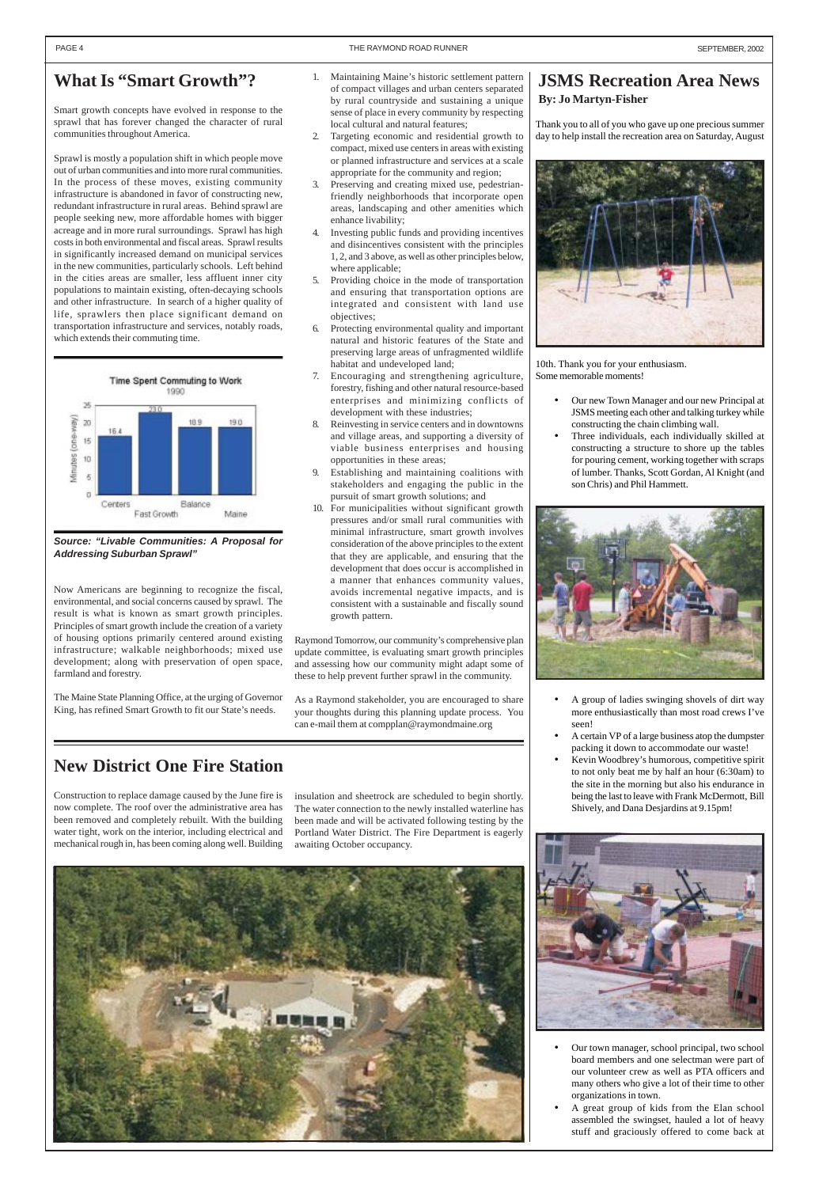# What Is "Smart Growth"?

Smart growth concepts have evolved in response to the sprawl that has forever changed the character of rural communities throughout America.

Sprawl is mostly a population shift in which people move out of urban communities and into more rural communities. In the process of these moves, existing community infrastructure is abandoned in favor of constructing new, redundant infrastructure in rural areas. Behind sprawl are people seeking new, more affordable homes with bigger acreage and in more rural surroundings. Sprawl has high costs in both environmental and fiscal areas. Sprawl results in significantly increased demand on municipal services in the new communities, particularly schools. Left behind in the cities areas are smaller, less affluent inner city populations to maintain existing, often-decaying schools and other infrastructure. In search of a higher quality of life, sprawlers then place significant demand on transportation infrastructure and services, notably roads, which extends their commuting time.

**Time Spent Commuting to Work**
1990

| | Centers | Fast Growth | Balance | Maine |
|---|---|---|---|---|
| Minutes (one-way) | 16.4 | 23.0 | 18.9 | 19.0 |

***Source: "Livable Communities: A Proposal for Addressing Suburban Sprawl"***

Now Americans are beginning to recognize the fiscal, environmental, and social concerns caused by sprawl. The result is what is known as smart growth principles. Principles of smart growth include the creation of a variety of housing options primarily centered around existing infrastructure; walkable neighborhoods; mixed use development; along with preservation of open space, farmland and forestry.

The Maine State Planning Office, at the urging of Governor King, has refined Smart Growth to fit our State's needs.

1. Maintaining Maine's historic settlement pattern of compact villages and urban centers separated by rural countryside and sustaining a unique sense of place in every community by respecting local cultural and natural features;
2. Targeting economic and residential growth to compact, mixed use centers in areas with existing or planned infrastructure and services at a scale appropriate for the community and region;
3. Preserving and creating mixed use, pedestrian-friendly neighborhoods that incorporate open areas, landscaping and other amenities which enhance livability;
4. Investing public funds and providing incentives and disincentives consistent with the principles 1, 2, and 3 above, as well as other principles below, where applicable;
5. Providing choice in the mode of transportation and ensuring that transportation options are integrated and consistent with land use objectives;
6. Protecting environmental quality and important natural and historic features of the State and preserving large areas of unfragmented wildlife habitat and undeveloped land;
7. Encouraging and strengthening agriculture, forestry, fishing and other natural resource-based enterprises and minimizing conflicts of development with these industries;
8. Reinvesting in service centers and in downtowns and village areas, and supporting a diversity of viable business enterprises and housing opportunities in these areas;
9. Establishing and maintaining coalitions with stakeholders and engaging the public in the pursuit of smart growth solutions; and
10. For municipalities without significant growth pressures and/or small rural communities with minimal infrastructure, smart growth involves consideration of the above principles to the extent that they are applicable, and ensuring that the development that does occur is accomplished in a manner that enhances community values, avoids incremental negative impacts, and is consistent with a sustainable and fiscally sound growth pattern.

Raymond Tomorrow, our community's comprehensive plan update committee, is evaluating smart growth principles and assessing how our community might adapt some of these to help prevent further sprawl in the community.

As a Raymond stakeholder, you are encouraged to share your thoughts during this planning update process. You can e-mail them at compplan@raymondmaine.org

# New District One Fire Station

Construction to replace damage caused by the June fire is now complete. The roof over the administrative area has been removed and completely rebuilt. With the building water tight, work on the interior, including electrical and mechanical rough in, has been coming along well. Building insulation and sheetrock are scheduled to begin shortly. The water connection to the newly installed waterline has been made and will be activated following testing by the Portland Water District. The Fire Department is eagerly awaiting October occupancy.

# JSMS Recreation Area News

**By: Jo Martyn-Fisher**

Thank you to all of you who gave up one precious summer day to help install the recreation area on Saturday, August 10th. Thank you for your enthusiasm. Some memorable moments!

- Our new Town Manager and our new Principal at JSMS meeting each other and talking turkey while constructing the chain climbing wall.
- Three individuals, each individually skilled at constructing a structure to shore up the tables for pouring cement, working together with scraps of lumber. Thanks, Scott Gordan, Al Knight (and son Chris) and Phil Hammett.
- A group of ladies swinging shovels of dirt way more enthusiastically than most road crews I've seen!
- A certain VP of a large business atop the dumpster packing it down to accommodate our waste!
- Kevin Woodbrey's humorous, competitive spirit to not only beat me by half an hour (6:30am) to the site in the morning but also his endurance in being the last to leave with Frank McDermott, Bill Shively, and Dana Desjardins at 9.15pm!
- Our town manager, school principal, two school board members and one selectman were part of our volunteer crew as well as PTA officers and many others who give a lot of their time to other organizations in town.
- A great group of kids from the Elan school assembled the swingset, hauled a lot of heavy stuff and graciously offered to come back at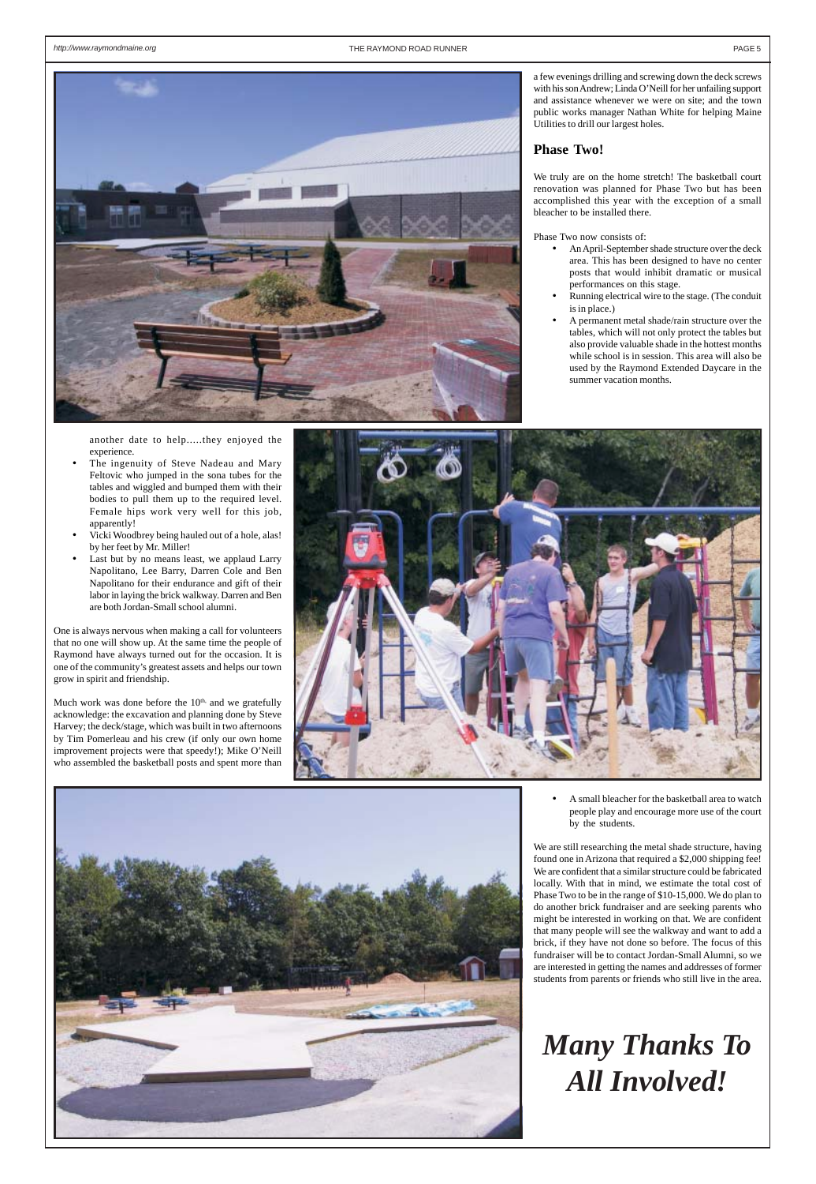a few evenings drilling and screwing down the deck screws with his son Andrew; Linda O'Neill for her unfailing support and assistance whenever we were on site; and the town public works manager Nathan White for helping Maine Utilities to drill our largest holes.

## Phase Two!

We truly are on the home stretch! The basketball court renovation was planned for Phase Two but has been accomplished this year with the exception of a small bleacher to be installed there.

Phase Two now consists of:

- An April-September shade structure over the deck area. This has been designed to have no center posts that would inhibit dramatic or musical performances on this stage.
- Running electrical wire to the stage. (The conduit is in place.)
- A permanent metal shade/rain structure over the tables, which will not only protect the tables but also provide valuable shade in the hottest months while school is in session. This area will also be used by the Raymond Extended Daycare in the summer vacation months.

another date to help.....they enjoyed the experience.

- The ingenuity of Steve Nadeau and Mary Feltovic who jumped in the sona tubes for the tables and wiggled and bumped them with their bodies to pull them up to the required level. Female hips work very well for this job, apparently!
- Vicki Woodbrey being hauled out of a hole, alas! by her feet by Mr. Miller!
- Last but by no means least, we applaud Larry Napolitano, Lee Barry, Darren Cole and Ben Napolitano for their endurance and gift of their labor in laying the brick walkway. Darren and Ben are both Jordan-Small school alumni.

One is always nervous when making a call for volunteers that no one will show up. At the same time the people of Raymond have always turned out for the occasion. It is one of the community's greatest assets and helps our town grow in spirit and friendship.

Much work was done before the 10th, and we gratefully acknowledge: the excavation and planning done by Steve Harvey; the deck/stage, which was built in two afternoons by Tim Pomerleau and his crew (if only our own home improvement projects were that speedy!); Mike O'Neill who assembled the basketball posts and spent more than

- A small bleacher for the basketball area to watch people play and encourage more use of the court by the students.

We are still researching the metal shade structure, having found one in Arizona that required a $2,000 shipping fee! We are confident that a similar structure could be fabricated locally. With that in mind, we estimate the total cost of Phase Two to be in the range of $10-15,000. We do plan to do another brick fundraiser and are seeking parents who might be interested in working on that. We are confident that many people will see the walkway and want to add a brick, if they have not done so before. The focus of this fundraiser will be to contact Jordan-Small Alumni, so we are interested in getting the names and addresses of former students from parents or friends who still live in the area.

# *Many Thanks To All Involved!*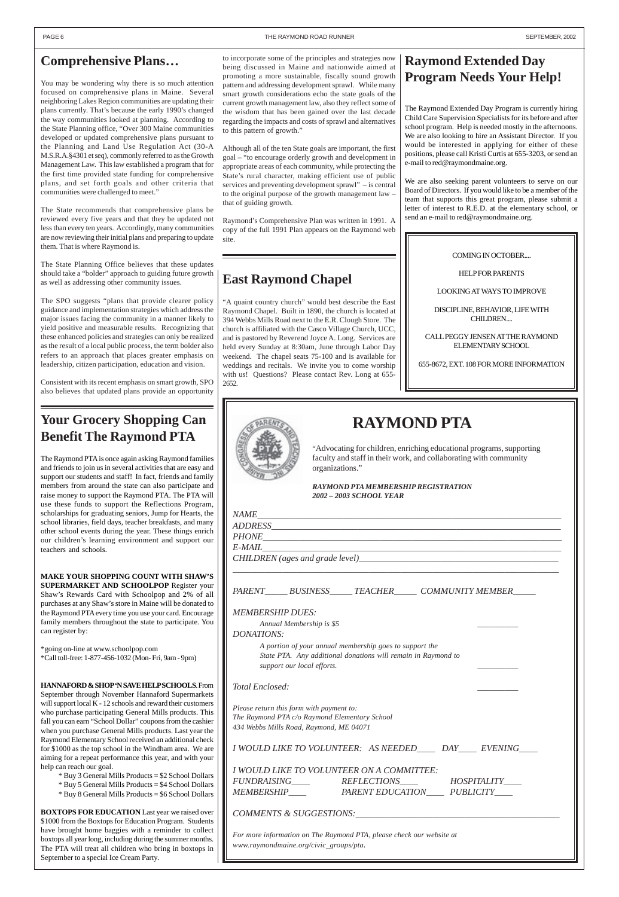## Comprehensive Plans…

You may be wondering why there is so much attention focused on comprehensive plans in Maine. Several neighboring Lakes Region communities are updating their plans currently. That's because the early 1990's changed the way communities looked at planning. According to the State Planning office, "Over 300 Maine communities developed or updated comprehensive plans pursuant to the Planning and Land Use Regulation Act (30-A M.S.R.A.§4301 et seq), commonly referred to as the Growth Management Law. This law established a program that for the first time provided state funding for comprehensive plans, and set forth goals and other criteria that communities were challenged to meet."

The State recommends that comprehensive plans be reviewed every five years and that they be updated not less than every ten years. Accordingly, many communities are now reviewing their initial plans and preparing to update them. That is where Raymond is.

The State Planning Office believes that these updates should take a "bolder" approach to guiding future growth as well as addressing other community issues.

The SPO suggests "plans that provide clearer policy guidance and implementation strategies which address the major issues facing the community in a manner likely to yield positive and measurable results. Recognizing that these enhanced policies and strategies can only be realized as the result of a local public process, the term bolder also refers to an approach that places greater emphasis on leadership, citizen participation, education and vision.

Consistent with its recent emphasis on smart growth, SPO also believes that updated plans provide an opportunity to incorporate some of the principles and strategies now being discussed in Maine and nationwide aimed at promoting a more sustainable, fiscally sound growth pattern and addressing development sprawl. While many smart growth considerations echo the state goals of the current growth management law, also they reflect some of the wisdom that has been gained over the last decade regarding the impacts and costs of sprawl and alternatives to this pattern of growth."

Although all of the ten State goals are important, the first goal – "to encourage orderly growth and development in appropriate areas of each community, while protecting the State's rural character, making efficient use of public services and preventing development sprawl" – is central to the original purpose of the growth management law – that of guiding growth.

Raymond's Comprehensive Plan was written in 1991. A copy of the full 1991 Plan appears on the Raymond web site.

## East Raymond Chapel

"A quaint country church" would best describe the East Raymond Chapel. Built in 1890, the church is located at 394 Webbs Mills Road next to the E.R. Clough Store. The church is affiliated with the Casco Village Church, UCC, and is pastored by Reverend Joyce A. Long. Services are held every Sunday at 8:30am, June through Labor Day weekend. The chapel seats 75-100 and is available for weddings and recitals. We invite you to come worship with us! Questions? Please contact Rev. Long at 655-2652.

## Raymond Extended Day Program Needs Your Help!

The Raymond Extended Day Program is currently hiring Child Care Supervision Specialists for its before and after school program. Help is needed mostly in the afternoons. We are also looking to hire an Assistant Director. If you would be interested in applying for either of these positions, please call Kristi Curtis at 655-3203, or send an e-mail to red@raymondmaine.org.

We are also seeking parent volunteers to serve on our Board of Directors. If you would like to be a member of the team that supports this great program, please submit a letter of interest to R.E.D. at the elementary school, or send an e-mail to red@raymondmaine.org.

COMING IN OCTOBER....

HELP FOR PARENTS

LOOKING AT WAYS TO IMPROVE

DISCIPLINE, BEHAVIOR, LIFE WITH CHILDREN....

CALL PEGGY JENSEN AT THE RAYMOND ELEMENTARY SCHOOL

655-8672, EXT. 108 FOR MORE INFORMATION

## Your Grocery Shopping Can Benefit The Raymond PTA

The Raymond PTA is once again asking Raymond families and friends to join us in several activities that are easy and support our students and staff! In fact, friends and family members from around the state can also participate and raise money to support the Raymond PTA. The PTA will use these funds to support the Reflections Program, scholarships for graduating seniors, Jump for Hearts, the school libraries, field days, teacher breakfasts, and many other school events during the year. These things enrich our children's learning environment and support our teachers and schools.

**MAKE YOUR SHOPPING COUNT WITH SHAW'S SUPERMARKET AND SCHOOLPOP** Register your Shaw's Rewards Card with Schoolpop and 2% of all purchases at any Shaw's store in Maine will be donated to the Raymond PTA every time you use your card. Encourage family members throughout the state to participate. You can register by:

*going on-line at www.schoolpop.com
*Call toll-free: 1-877-456-1032 (Mon- Fri, 9am - 9pm)

**HANNAFORD & SHOP 'N SAVE HELP SCHOOLS**. From September through November Hannaford Supermarkets will support local K - 12 schools and reward their customers who purchase participating General Mills products. This fall you can earn "School Dollar" coupons from the cashier when you purchase General Mills products. Last year the Raymond Elementary School received an additional check for $1000 as the top school in the Windham area. We are aiming for a repeat performance this year, and with your help can reach our goal.

* Buy 3 General Mills Products = $2 School Dollars
* Buy 5 General Mills Products = $4 School Dollars
* Buy 8 General Mills Products = $6 School Dollars

**BOXTOPS FOR EDUCATION** Last year we raised over $1000 from the Boxtops for Education Program. Students have brought home baggies with a reminder to collect boxtops all year long, including during the summer months. The PTA will treat all children who bring in boxtops in September to a special Ice Cream Party.

# RAYMOND PTA

"Advocating for children, enriching educational programs, supporting faculty and staff in their work, and collaborating with community organizations."

***RAYMOND PTA MEMBERSHIP REGISTRATION***
***2002 – 2003 SCHOOL YEAR***

*NAME*___________________________________________
*ADDRESS*________________________________________
*PHONE*__________________________________________
*E-MAIL*_________________________________________
*CHILDREN (ages and grade level)*_________________________
_________________________________________________

*PARENT_____ BUSINESS_____ TEACHER_____ COMMUNITY MEMBER_____*

*MEMBERSHIP DUES:*
*Annual Membership is $5* _________
*DONATIONS:*
*A portion of your annual membership goes to support the State PTA. Any additional donations will remain in Raymond to support our local efforts.* _________

*Total Enclosed:* _________

*Please return this form with payment to:*
*The Raymond PTA c/o Raymond Elementary School*
*434 Webbs Mills Road, Raymond, ME 04071*

*I WOULD LIKE TO VOLUNTEER: AS NEEDED____ DAY____ EVENING____*

*I WOULD LIKE TO VOLUNTEER ON A COMMITTEE:*
*FUNDRAISING____ REFLECTIONS____ HOSPITALITY____*
*MEMBERSHIP____ PARENT EDUCATION____ PUBLICITY____*

*COMMENTS & SUGGESTIONS:*__________________________________

*For more information on The Raymond PTA, please check our website at www.raymondmaine.org/civic_groups/pta.*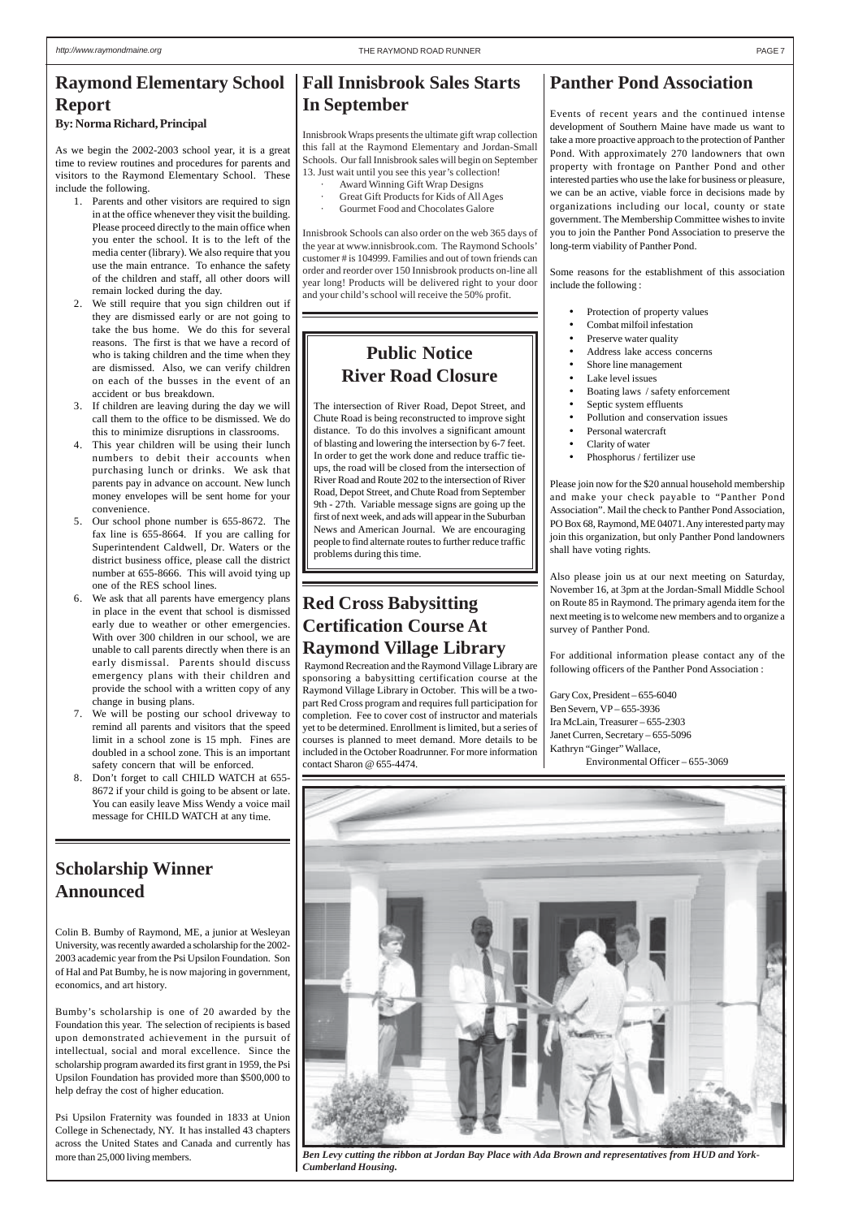# Raymond Elementary School Report

**By: Norma Richard, Principal**

As we begin the 2002-2003 school year, it is a great time to review routines and procedures for parents and visitors to the Raymond Elementary School. These include the following.

1. Parents and other visitors are required to sign in at the office whenever they visit the building. Please proceed directly to the main office when you enter the school. It is to the left of the media center (library). We also require that you use the main entrance. To enhance the safety of the children and staff, all other doors will remain locked during the day.
2. We still require that you sign children out if they are dismissed early or are not going to take the bus home. We do this for several reasons. The first is that we have a record of who is taking children and the time when they are dismissed. Also, we can verify children on each of the busses in the event of an accident or bus breakdown.
3. If children are leaving during the day we will call them to the office to be dismissed. We do this to minimize disruptions in classrooms.
4. This year children will be using their lunch numbers to debit their accounts when purchasing lunch or drinks. We ask that parents pay in advance on account. New lunch money envelopes will be sent home for your convenience.
5. Our school phone number is 655-8672. The fax line is 655-8664. If you are calling for Superintendent Caldwell, Dr. Waters or the district business office, please call the district number at 655-8666. This will avoid tying up one of the RES school lines.
6. We ask that all parents have emergency plans in place in the event that school is dismissed early due to weather or other emergencies. With over 300 children in our school, we are unable to call parents directly when there is an early dismissal. Parents should discuss emergency plans with their children and provide the school with a written copy of any change in busing plans.
7. We will be posting our school driveway to remind all parents and visitors that the speed limit in a school zone is 15 mph. Fines are doubled in a school zone. This is an important safety concern that will be enforced.
8. Don't forget to call CHILD WATCH at 655-8672 if your child is going to be absent or late. You can easily leave Miss Wendy a voice mail message for CHILD WATCH at any time.

# Scholarship Winner Announced

Colin B. Bumby of Raymond, ME, a junior at Wesleyan University, was recently awarded a scholarship for the 2002-2003 academic year from the Psi Upsilon Foundation. Son of Hal and Pat Bumby, he is now majoring in government, economics, and art history.

Bumby's scholarship is one of 20 awarded by the Foundation this year. The selection of recipients is based upon demonstrated achievement in the pursuit of intellectual, social and moral excellence. Since the scholarship program awarded its first grant in 1959, the Psi Upsilon Foundation has provided more than $500,000 to help defray the cost of higher education.

Psi Upsilon Fraternity was founded in 1833 at Union College in Schenectady, NY. It has installed 43 chapters across the United States and Canada and currently has more than 25,000 living members.

# Fall Innisbrook Sales Starts In September

Innisbrook Wraps presents the ultimate gift wrap collection this fall at the Raymond Elementary and Jordan-Small Schools. Our fall Innisbrook sales will begin on September 13. Just wait until you see this year's collection!

- Award Winning Gift Wrap Designs
- Great Gift Products for Kids of All Ages
- Gourmet Food and Chocolates Galore

Innisbrook Schools can also order on the web 365 days of the year at www.innisbrook.com. The Raymond Schools' customer # is 104999. Families and out of town friends can order and reorder over 150 Innisbrook products on-line all year long! Products will be delivered right to your door and your child's school will receive the 50% profit.

# Public Notice River Road Closure

The intersection of River Road, Depot Street, and Chute Road is being reconstructed to improve sight distance. To do this involves a significant amount of blasting and lowering the intersection by 6-7 feet. In order to get the work done and reduce traffic tie-ups, the road will be closed from the intersection of River Road and Route 202 to the intersection of River Road, Depot Street, and Chute Road from September 9th - 27th. Variable message signs are going up the first of next week, and ads will appear in the Suburban News and American Journal. We are encouraging people to find alternate routes to further reduce traffic problems during this time.

# Red Cross Babysitting Certification Course At Raymond Village Library

Raymond Recreation and the Raymond Village Library are sponsoring a babysitting certification course at the Raymond Village Library in October. This will be a two-part Red Cross program and requires full participation for completion. Fee to cover cost of instructor and materials yet to be determined. Enrollment is limited, but a series of courses is planned to meet demand. More details to be included in the October Roadrunner. For more information contact Sharon @ 655-4474.

# Panther Pond Association

Events of recent years and the continued intense development of Southern Maine have made us want to take a more proactive approach to the protection of Panther Pond. With approximately 270 landowners that own property with frontage on Panther Pond and other interested parties who use the lake for business or pleasure, we can be an active, viable force in decisions made by organizations including our local, county or state government. The Membership Committee wishes to invite you to join the Panther Pond Association to preserve the long-term viability of Panther Pond.

Some reasons for the establishment of this association include the following :

- Protection of property values
- Combat milfoil infestation
- Preserve water quality
- Address lake access concerns
- Shore line management
- Lake level issues
- Boating laws / safety enforcement
- Septic system effluents
- Pollution and conservation issues
- Personal watercraft
- Clarity of water
- Phosphorus / fertilizer use

Please join now for the $20 annual household membership and make your check payable to "Panther Pond Association". Mail the check to Panther Pond Association, PO Box 68, Raymond, ME 04071. Any interested party may join this organization, but only Panther Pond landowners shall have voting rights.

Also please join us at our next meeting on Saturday, November 16, at 3pm at the Jordan-Small Middle School on Route 85 in Raymond. The primary agenda item for the next meeting is to welcome new members and to organize a survey of Panther Pond.

For additional information please contact any of the following officers of the Panther Pond Association :

Gary Cox, President – 655-6040
Ben Severn, VP – 655-3936
Ira McLain, Treasurer – 655-2303
Janet Curren, Secretary – 655-5096
Kathryn "Ginger" Wallace,
Environmental Officer – 655-3069

*Ben Levy cutting the ribbon at Jordan Bay Place with Ada Brown and representatives from HUD and York-Cumberland Housing.*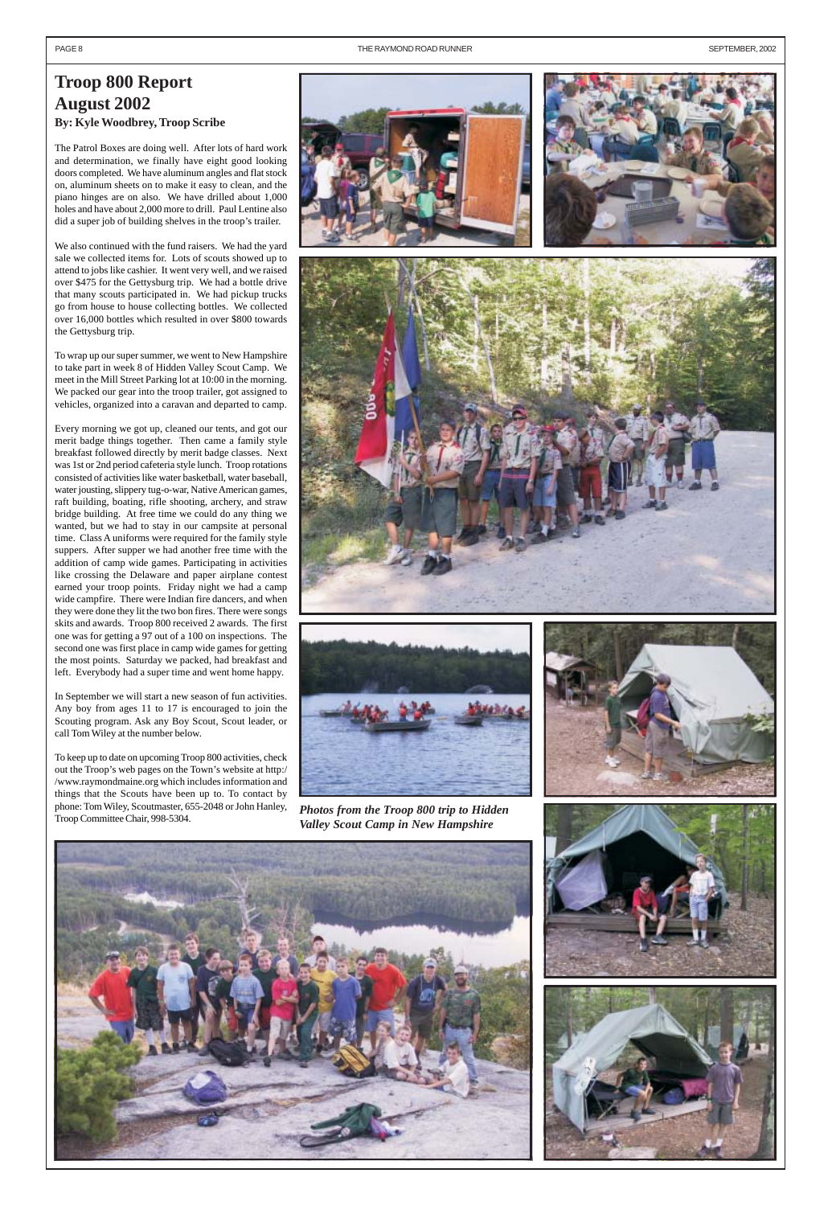# Troop 800 Report August 2002

**By: Kyle Woodbrey, Troop Scribe**

The Patrol Boxes are doing well. After lots of hard work and determination, we finally have eight good looking doors completed. We have aluminum angles and flat stock on, aluminum sheets on to make it easy to clean, and the piano hinges are on also. We have drilled about 1,000 holes and have about 2,000 more to drill. Paul Lentine also did a super job of building shelves in the troop's trailer.

We also continued with the fund raisers. We had the yard sale we collected items for. Lots of scouts showed up to attend to jobs like cashier. It went very well, and we raised over $475 for the Gettysburg trip. We had a bottle drive that many scouts participated in. We had pickup trucks go from house to house collecting bottles. We collected over 16,000 bottles which resulted in over $800 towards the Gettysburg trip.

To wrap up our super summer, we went to New Hampshire to take part in week 8 of Hidden Valley Scout Camp. We meet in the Mill Street Parking lot at 10:00 in the morning. We packed our gear into the troop trailer, got assigned to vehicles, organized into a caravan and departed to camp.

Every morning we got up, cleaned our tents, and got our merit badge things together. Then came a family style breakfast followed directly by merit badge classes. Next was 1st or 2nd period cafeteria style lunch. Troop rotations consisted of activities like water basketball, water baseball, water jousting, slippery tug-o-war, Native American games, raft building, boating, rifle shooting, archery, and straw bridge building. At free time we could do any thing we wanted, but we had to stay in our campsite at personal time. Class A uniforms were required for the family style suppers. After supper we had another free time with the addition of camp wide games. Participating in activities like crossing the Delaware and paper airplane contest earned your troop points. Friday night we had a camp wide campfire. There were Indian fire dancers, and when they were done they lit the two bon fires. There were songs skits and awards. Troop 800 received 2 awards. The first one was for getting a 97 out of a 100 on inspections. The second one was first place in camp wide games for getting the most points. Saturday we packed, had breakfast and left. Everybody had a super time and went home happy.

In September we will start a new season of fun activities. Any boy from ages 11 to 17 is encouraged to join the Scouting program. Ask any Boy Scout, Scout leader, or call Tom Wiley at the number below.

To keep up to date on upcoming Troop 800 activities, check out the Troop's web pages on the Town's website at http://www.raymondmaine.org which includes information and things that the Scouts have been up to. To contact by phone: Tom Wiley, Scoutmaster, 655-2048 or John Hanley, Troop Committee Chair, 998-5304.

*Photos from the Troop 800 trip to Hidden Valley Scout Camp in New Hampshire*